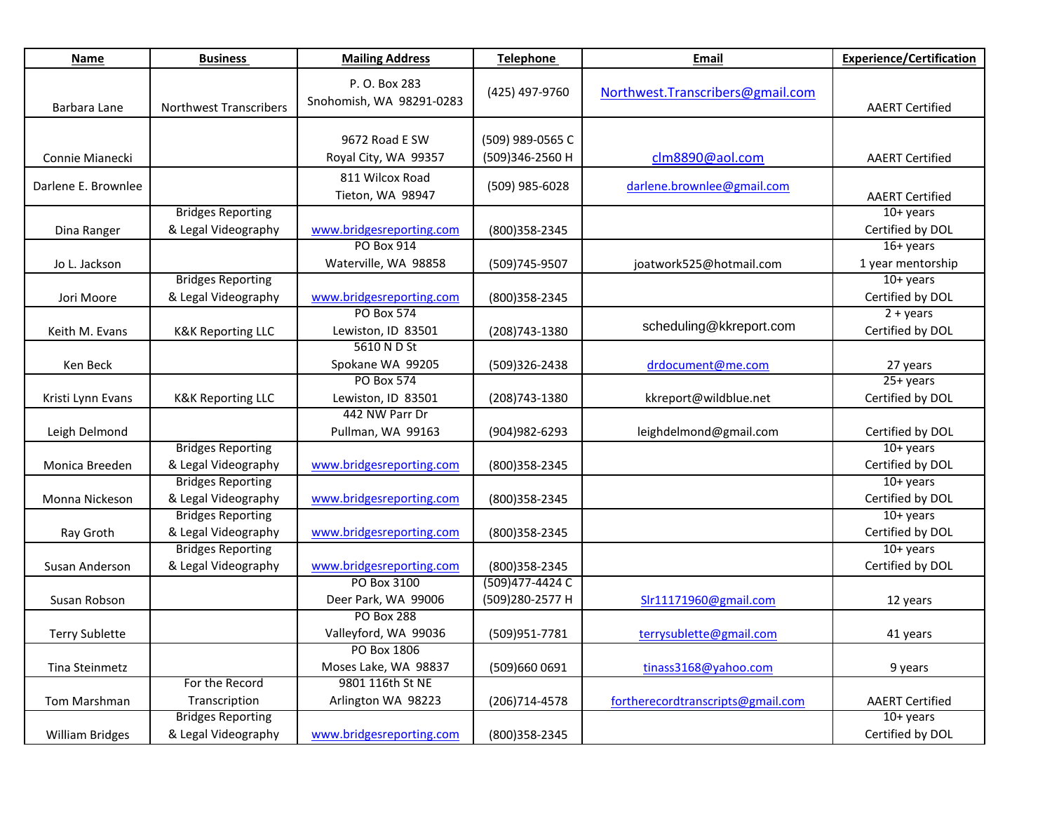| Name | Business | Mailing Address | Telephone | Email | Experience/Certification |
|---|---|---|---|---|---|
| Barbara Lane | Northwest Transcribers | P. O. Box 283 Snohomish, WA 98291-0283 | (425) 497-9760 | Northwest.Transcribers@gmail.com | AAERT Certified |
| Connie Mianecki | | 9672 Road E SW Royal City, WA 99357 | (509) 989-0565 C (509)346-2560 H | clm8890@aol.com | AAERT Certified |
| Darlene E. Brownlee | | 811 Wilcox Road Tieton, WA 98947 | (509) 985-6028 | darlene.brownlee@gmail.com | AAERT Certified |
| Dina Ranger | Bridges Reporting & Legal Videography | www.bridgesreporting.com | (800)358-2345 | | 10+ years Certified by DOL |
| Jo L. Jackson | | PO Box 914 Waterville, WA 98858 | (509)745-9507 | joatwork525@hotmail.com | 16+ years 1 year mentorship |
| Jori Moore | Bridges Reporting & Legal Videography | www.bridgesreporting.com | (800)358-2345 | | 10+ years Certified by DOL |
| Keith M. Evans | K&K Reporting LLC | PO Box 574 Lewiston, ID 83501 | (208)743-1380 | scheduling@kkreport.com | 2 + years Certified by DOL |
| Ken Beck | | 5610 N D St Spokane WA 99205 | (509)326-2438 | drdocument@me.com | 27 years |
| Kristi Lynn Evans | K&K Reporting LLC | PO Box 574 Lewiston, ID 83501 | (208)743-1380 | kkreport@wildblue.net | 25+ years Certified by DOL |
| Leigh Delmond | | 442 NW Parr Dr Pullman, WA 99163 | (904)982-6293 | leighdelmond@gmail.com | Certified by DOL |
| Monica Breeden | Bridges Reporting & Legal Videography | www.bridgesreporting.com | (800)358-2345 | | 10+ years Certified by DOL |
| Monna Nickeson | Bridges Reporting & Legal Videography | www.bridgesreporting.com | (800)358-2345 | | 10+ years Certified by DOL |
| Ray Groth | Bridges Reporting & Legal Videography | www.bridgesreporting.com | (800)358-2345 | | 10+ years Certified by DOL |
| Susan Anderson | Bridges Reporting & Legal Videography | www.bridgesreporting.com | (800)358-2345 | | 10+ years Certified by DOL |
| Susan Robson | | PO Box 3100 Deer Park, WA 99006 | (509)477-4424 C (509)280-2577 H | Slr11171960@gmail.com | 12 years |
| Terry Sublette | | PO Box 288 Valleyford, WA 99036 | (509)951-7781 | terrysublette@gmail.com | 41 years |
| Tina Steinmetz | | PO Box 1806 Moses Lake, WA 98837 | (509)660 0691 | tinass3168@yahoo.com | 9 years |
| Tom Marshman | For the Record Transcription | 9801 116th St NE Arlington WA 98223 | (206)714-4578 | fortherecordtranscripts@gmail.com | AAERT Certified |
| William Bridges | Bridges Reporting & Legal Videography | www.bridgesreporting.com | (800)358-2345 | | 10+ years Certified by DOL |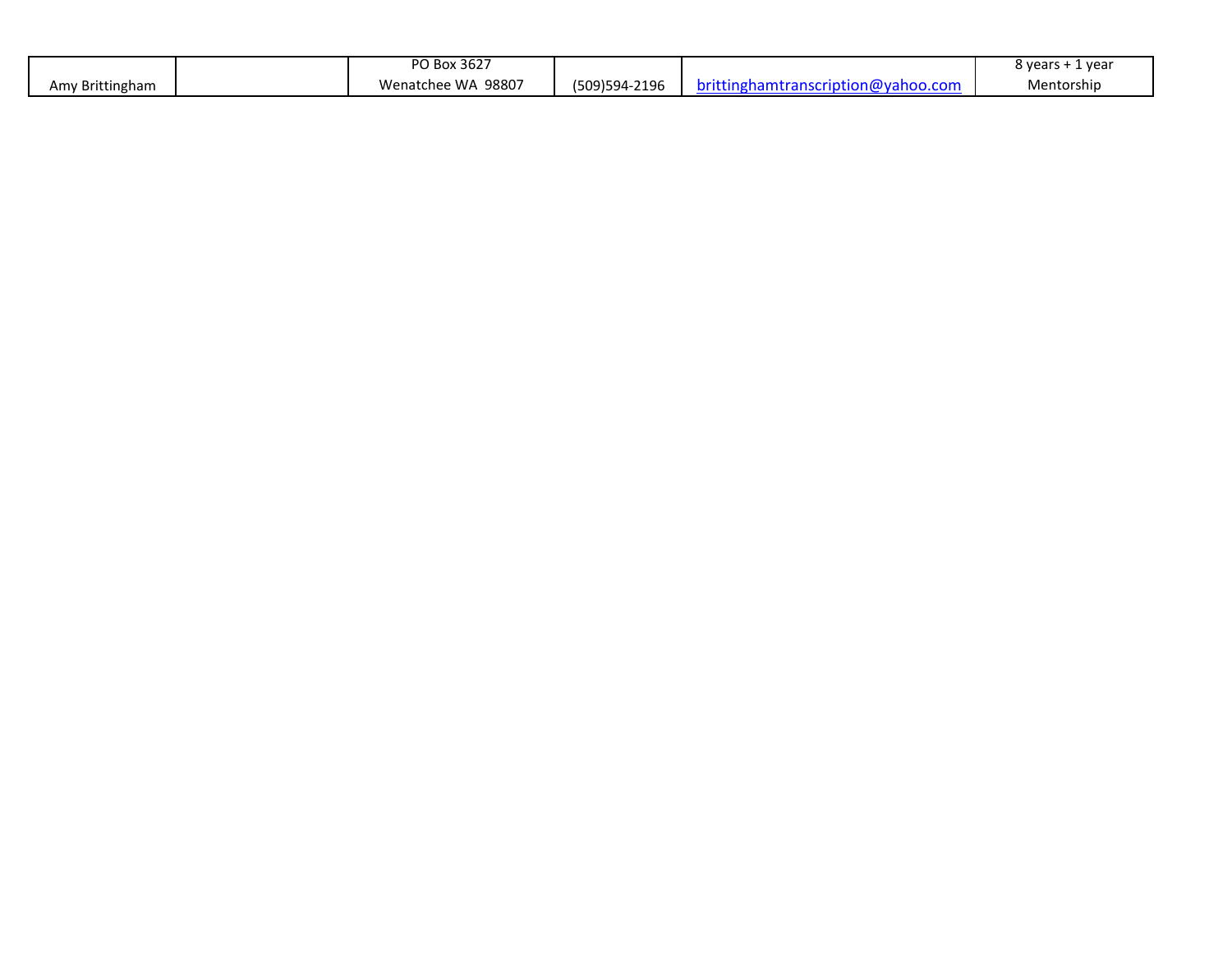| | | | | | |
|---|---|---|---|---|---|
| Amy Brittingham | | PO Box 3627 Wenatchee WA 98807 | (509)594-2196 | brittinghamtranscription@yahoo.com | 8 years + 1 year Mentorship |